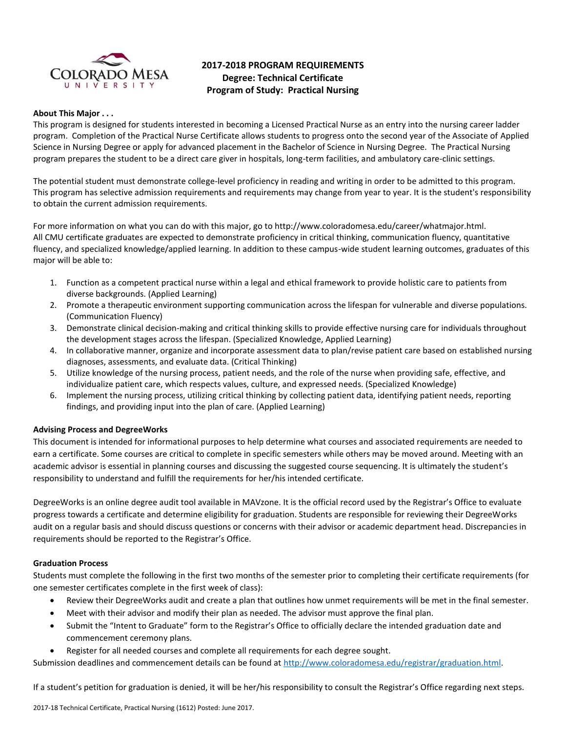# 2017-2018 PROGRAM REQUIREMENTS
## Degree: Technical Certificate
## Program of Study: Practical Nursing

**About This Major . . .**

This program is designed for students interested in becoming a Licensed Practical Nurse as an entry into the nursing career ladder program. Completion of the Practical Nurse Certificate allows students to progress onto the second year of the Associate of Applied Science in Nursing Degree or apply for advanced placement in the Bachelor of Science in Nursing Degree. The Practical Nursing program prepares the student to be a direct care giver in hospitals, long-term facilities, and ambulatory care-clinic settings.

The potential student must demonstrate college-level proficiency in reading and writing in order to be admitted to this program. This program has selective admission requirements and requirements may change from year to year. It is the student's responsibility to obtain the current admission requirements.

For more information on what you can do with this major, go to http://www.coloradomesa.edu/career/whatmajor.html.
All CMU certificate graduates are expected to demonstrate proficiency in critical thinking, communication fluency, quantitative fluency, and specialized knowledge/applied learning. In addition to these campus-wide student learning outcomes, graduates of this major will be able to:

1. Function as a competent practical nurse within a legal and ethical framework to provide holistic care to patients from diverse backgrounds. (Applied Learning)
2. Promote a therapeutic environment supporting communication across the lifespan for vulnerable and diverse populations. (Communication Fluency)
3. Demonstrate clinical decision-making and critical thinking skills to provide effective nursing care for individuals throughout the development stages across the lifespan. (Specialized Knowledge, Applied Learning)
4. In collaborative manner, organize and incorporate assessment data to plan/revise patient care based on established nursing diagnoses, assessments, and evaluate data. (Critical Thinking)
5. Utilize knowledge of the nursing process, patient needs, and the role of the nurse when providing safe, effective, and individualize patient care, which respects values, culture, and expressed needs. (Specialized Knowledge)
6. Implement the nursing process, utilizing critical thinking by collecting patient data, identifying patient needs, reporting findings, and providing input into the plan of care. (Applied Learning)

**Advising Process and DegreeWorks**

This document is intended for informational purposes to help determine what courses and associated requirements are needed to earn a certificate. Some courses are critical to complete in specific semesters while others may be moved around. Meeting with an academic advisor is essential in planning courses and discussing the suggested course sequencing. It is ultimately the student's responsibility to understand and fulfill the requirements for her/his intended certificate.

DegreeWorks is an online degree audit tool available in MAVzone. It is the official record used by the Registrar's Office to evaluate progress towards a certificate and determine eligibility for graduation. Students are responsible for reviewing their DegreeWorks audit on a regular basis and should discuss questions or concerns with their advisor or academic department head. Discrepancies in requirements should be reported to the Registrar's Office.

**Graduation Process**

Students must complete the following in the first two months of the semester prior to completing their certificate requirements (for one semester certificates complete in the first week of class):

- Review their DegreeWorks audit and create a plan that outlines how unmet requirements will be met in the final semester.
- Meet with their advisor and modify their plan as needed. The advisor must approve the final plan.
- Submit the "Intent to Graduate" form to the Registrar's Office to officially declare the intended graduation date and commencement ceremony plans.
- Register for all needed courses and complete all requirements for each degree sought.

Submission deadlines and commencement details can be found at http://www.coloradomesa.edu/registrar/graduation.html.

If a student's petition for graduation is denied, it will be her/his responsibility to consult the Registrar's Office regarding next steps.

2017-18 Technical Certificate, Practical Nursing (1612) Posted: June 2017.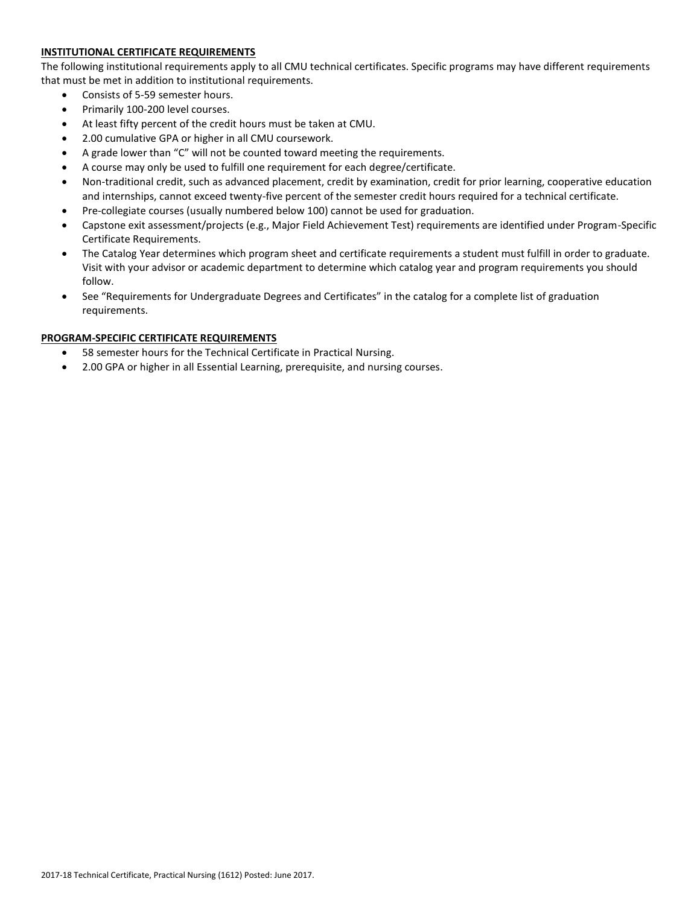## INSTITUTIONAL CERTIFICATE REQUIREMENTS

The following institutional requirements apply to all CMU technical certificates. Specific programs may have different requirements that must be met in addition to institutional requirements.

- Consists of 5-59 semester hours.
- Primarily 100-200 level courses.
- At least fifty percent of the credit hours must be taken at CMU.
- 2.00 cumulative GPA or higher in all CMU coursework.
- A grade lower than "C" will not be counted toward meeting the requirements.
- A course may only be used to fulfill one requirement for each degree/certificate.
- Non-traditional credit, such as advanced placement, credit by examination, credit for prior learning, cooperative education and internships, cannot exceed twenty-five percent of the semester credit hours required for a technical certificate.
- Pre-collegiate courses (usually numbered below 100) cannot be used for graduation.
- Capstone exit assessment/projects (e.g., Major Field Achievement Test) requirements are identified under Program-Specific Certificate Requirements.
- The Catalog Year determines which program sheet and certificate requirements a student must fulfill in order to graduate. Visit with your advisor or academic department to determine which catalog year and program requirements you should follow.
- See "Requirements for Undergraduate Degrees and Certificates" in the catalog for a complete list of graduation requirements.

## PROGRAM-SPECIFIC CERTIFICATE REQUIREMENTS

- 58 semester hours for the Technical Certificate in Practical Nursing.
- 2.00 GPA or higher in all Essential Learning, prerequisite, and nursing courses.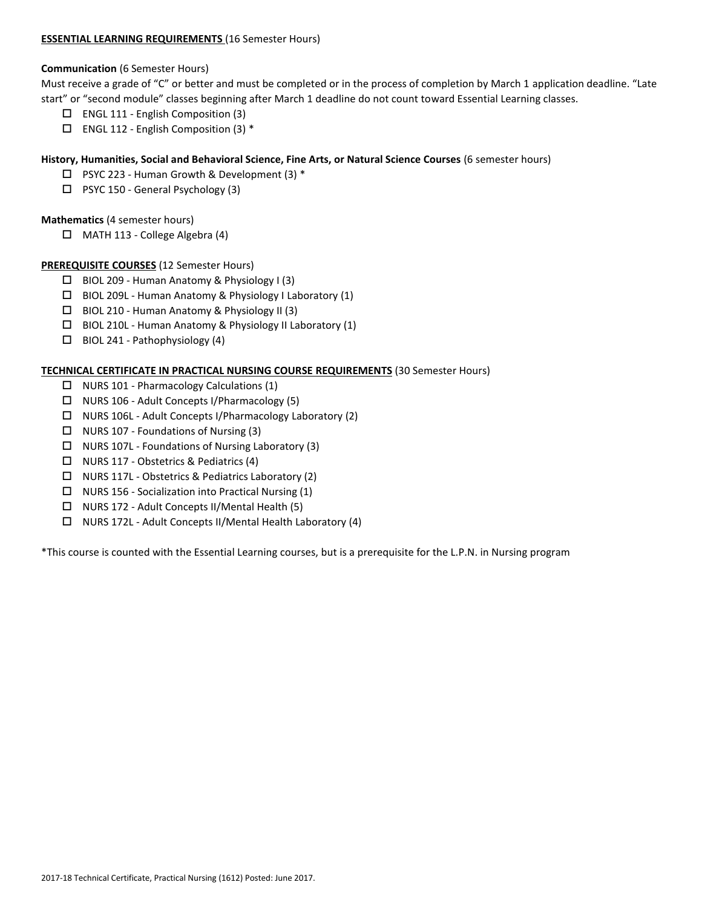**ESSENTIAL LEARNING REQUIREMENTS** (16 Semester Hours)

**Communication** (6 Semester Hours)
Must receive a grade of "C" or better and must be completed or in the process of completion by March 1 application deadline. "Late start" or "second module" classes beginning after March 1 deadline do not count toward Essential Learning classes.

- ☐ ENGL 111 - English Composition (3)
- ☐ ENGL 112 - English Composition (3) *

**History, Humanities, Social and Behavioral Science, Fine Arts, or Natural Science Courses** (6 semester hours)

- ☐ PSYC 223 - Human Growth & Development (3) *
- ☐ PSYC 150 - General Psychology (3)

**Mathematics** (4 semester hours)

- ☐ MATH 113 - College Algebra (4)

**PREREQUISITE COURSES** (12 Semester Hours)

- ☐ BIOL 209 - Human Anatomy & Physiology I (3)
- ☐ BIOL 209L - Human Anatomy & Physiology I Laboratory (1)
- ☐ BIOL 210 - Human Anatomy & Physiology II (3)
- ☐ BIOL 210L - Human Anatomy & Physiology II Laboratory (1)
- ☐ BIOL 241 - Pathophysiology (4)

**TECHNICAL CERTIFICATE IN PRACTICAL NURSING COURSE REQUIREMENTS** (30 Semester Hours)

- ☐ NURS 101 - Pharmacology Calculations (1)
- ☐ NURS 106 - Adult Concepts I/Pharmacology (5)
- ☐ NURS 106L - Adult Concepts I/Pharmacology Laboratory (2)
- ☐ NURS 107 - Foundations of Nursing (3)
- ☐ NURS 107L - Foundations of Nursing Laboratory (3)
- ☐ NURS 117 - Obstetrics & Pediatrics (4)
- ☐ NURS 117L - Obstetrics & Pediatrics Laboratory (2)
- ☐ NURS 156 - Socialization into Practical Nursing (1)
- ☐ NURS 172 - Adult Concepts II/Mental Health (5)
- ☐ NURS 172L - Adult Concepts II/Mental Health Laboratory (4)

*This course is counted with the Essential Learning courses, but is a prerequisite for the L.P.N. in Nursing program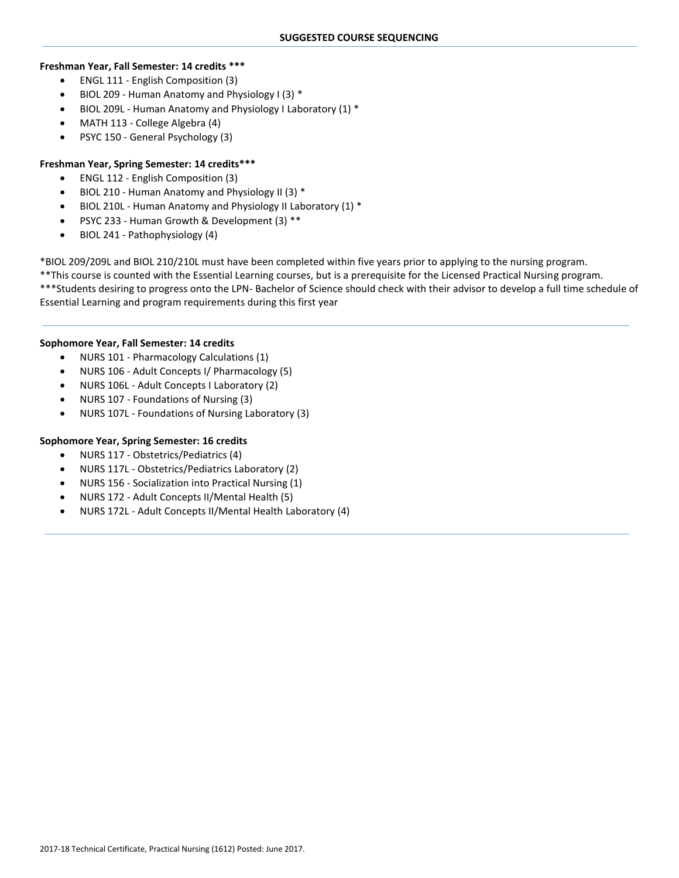## SUGGESTED COURSE SEQUENCING

**Freshman Year, Fall Semester: 14 credits *****

- ENGL 111 - English Composition (3)
- BIOL 209 - Human Anatomy and Physiology I (3) *
- BIOL 209L - Human Anatomy and Physiology I Laboratory (1) *
- MATH 113 - College Algebra (4)
- PSYC 150 - General Psychology (3)

**Freshman Year, Spring Semester: 14 credits*****

- ENGL 112 - English Composition (3)
- BIOL 210 - Human Anatomy and Physiology II (3) *
- BIOL 210L - Human Anatomy and Physiology II Laboratory (1) *
- PSYC 233 - Human Growth & Development (3) **
- BIOL 241 - Pathophysiology (4)

*BIOL 209/209L and BIOL 210/210L must have been completed within five years prior to applying to the nursing program.
**This course is counted with the Essential Learning courses, but is a prerequisite for the Licensed Practical Nursing program.
***Students desiring to progress onto the LPN- Bachelor of Science should check with their advisor to develop a full time schedule of Essential Learning and program requirements during this first year

**Sophomore Year, Fall Semester: 14 credits**

- NURS 101 - Pharmacology Calculations (1)
- NURS 106 - Adult Concepts I/ Pharmacology (5)
- NURS 106L - Adult Concepts I Laboratory (2)
- NURS 107 - Foundations of Nursing (3)
- NURS 107L - Foundations of Nursing Laboratory (3)

**Sophomore Year, Spring Semester: 16 credits**

- NURS 117 - Obstetrics/Pediatrics (4)
- NURS 117L - Obstetrics/Pediatrics Laboratory (2)
- NURS 156 - Socialization into Practical Nursing (1)
- NURS 172 - Adult Concepts II/Mental Health (5)
- NURS 172L - Adult Concepts II/Mental Health Laboratory (4)